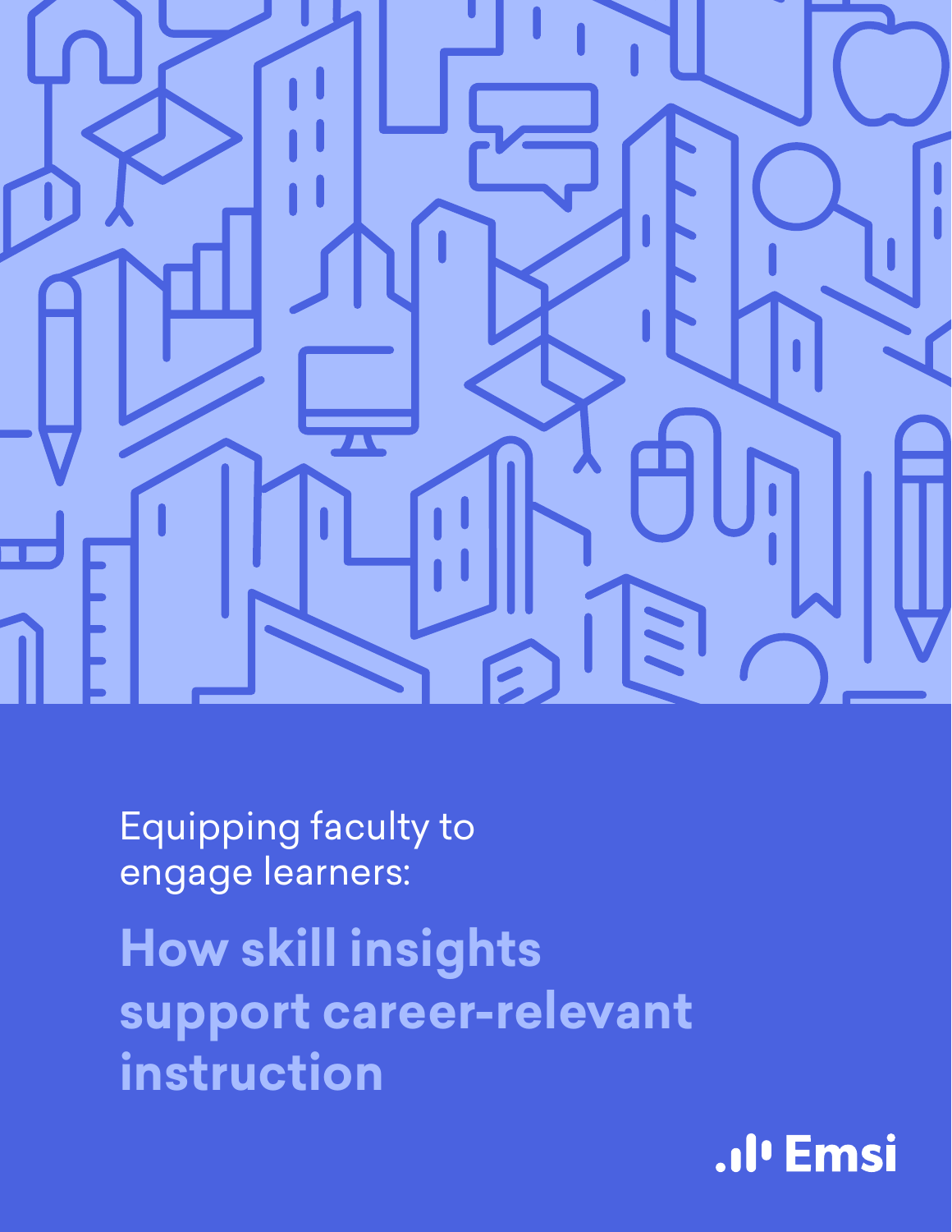Equipping faculty to engage learners:

# How skill insights support career-relevant instruction

Emsi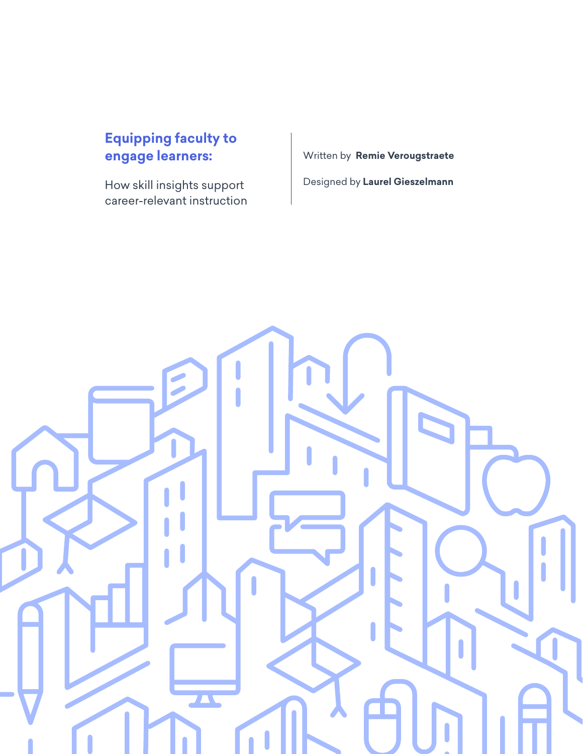# Equipping faculty to engage learners:

How skill insights support career-relevant instruction

Written by **Remie Verougstraete**

Designed by **Laurel Gieszelmann**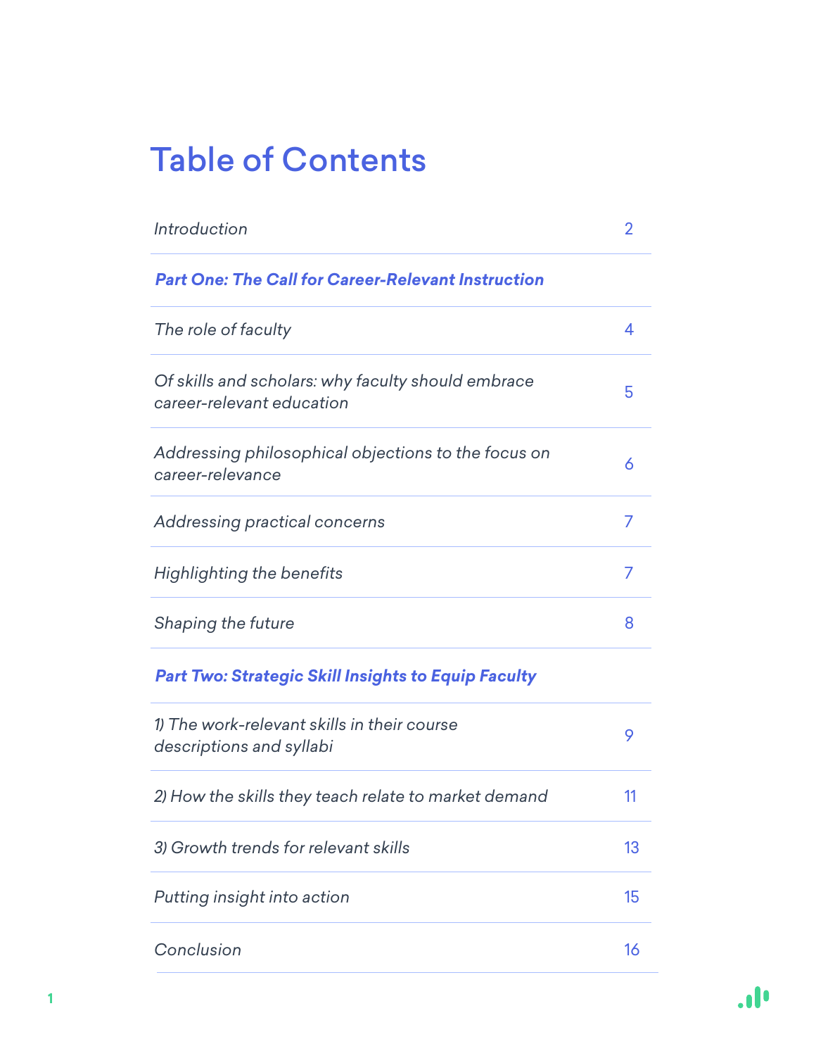# Table of Contents

| | |
|---|---|
| *Introduction* | 2 |
| ***Part One: The Call for Career-Relevant Instruction*** | |
| *The role of faculty* | 4 |
| *Of skills and scholars: why faculty should embrace career-relevant education* | 5 |
| *Addressing philosophical objections to the focus on career-relevance* | 6 |
| *Addressing practical concerns* | 7 |
| *Highlighting the benefits* | 7 |
| *Shaping the future* | 8 |
| ***Part Two: Strategic Skill Insights to Equip Faculty*** | |
| *1) The work-relevant skills in their course descriptions and syllabi* | 9 |
| *2) How the skills they teach relate to market demand* | 11 |
| *3) Growth trends for relevant skills* | 13 |
| *Putting insight into action* | 15 |
| *Conclusion* | 16 |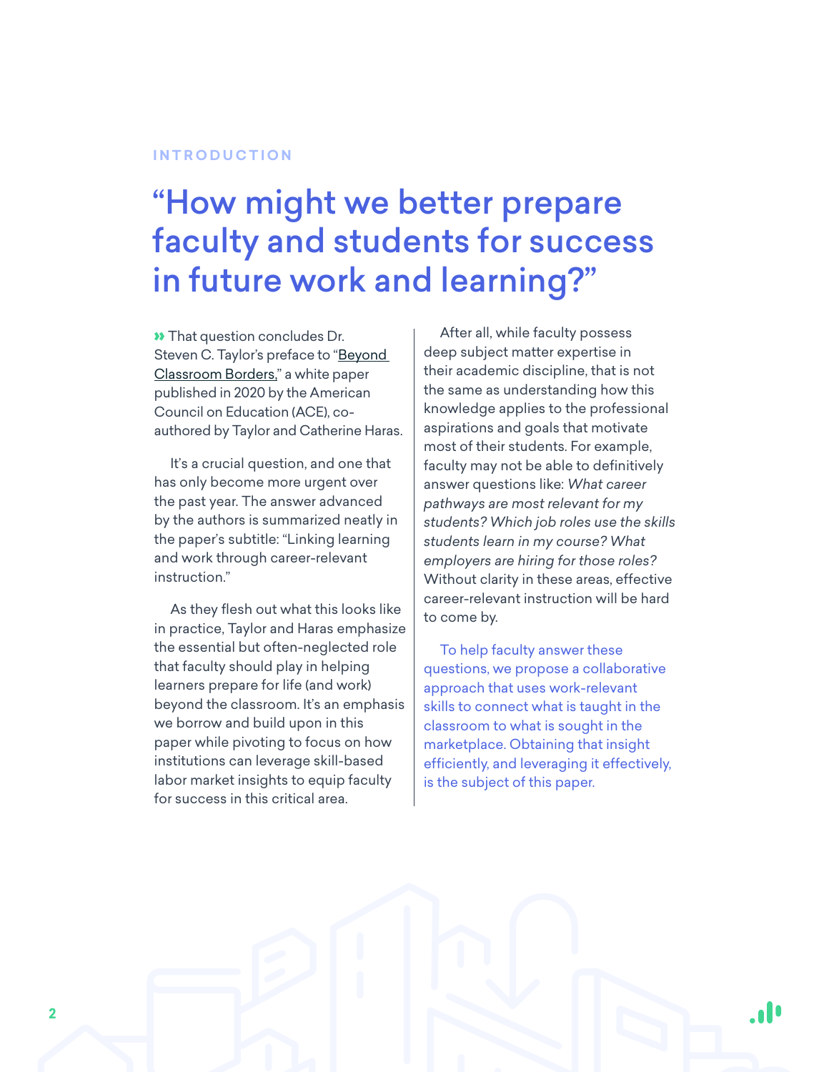INTRODUCTION

# "How might we better prepare faculty and students for success in future work and learning?"

That question concludes Dr. Steven C. Taylor's preface to "Beyond Classroom Borders," a white paper published in 2020 by the American Council on Education (ACE), co-authored by Taylor and Catherine Haras.

It's a crucial question, and one that has only become more urgent over the past year. The answer advanced by the authors is summarized neatly in the paper's subtitle: "Linking learning and work through career-relevant instruction."

As they flesh out what this looks like in practice, Taylor and Haras emphasize the essential but often-neglected role that faculty should play in helping learners prepare for life (and work) beyond the classroom. It's an emphasis we borrow and build upon in this paper while pivoting to focus on how institutions can leverage skill-based labor market insights to equip faculty for success in this critical area.

After all, while faculty possess deep subject matter expertise in their academic discipline, that is not the same as understanding how this knowledge applies to the professional aspirations and goals that motivate most of their students. For example, faculty may not be able to definitively answer questions like: *What career pathways are most relevant for my students? Which job roles use the skills students learn in my course? What employers are hiring for those roles?* Without clarity in these areas, effective career-relevant instruction will be hard to come by.

To help faculty answer these questions, we propose a collaborative approach that uses work-relevant skills to connect what is taught in the classroom to what is sought in the marketplace. Obtaining that insight efficiently, and leveraging it effectively, is the subject of this paper.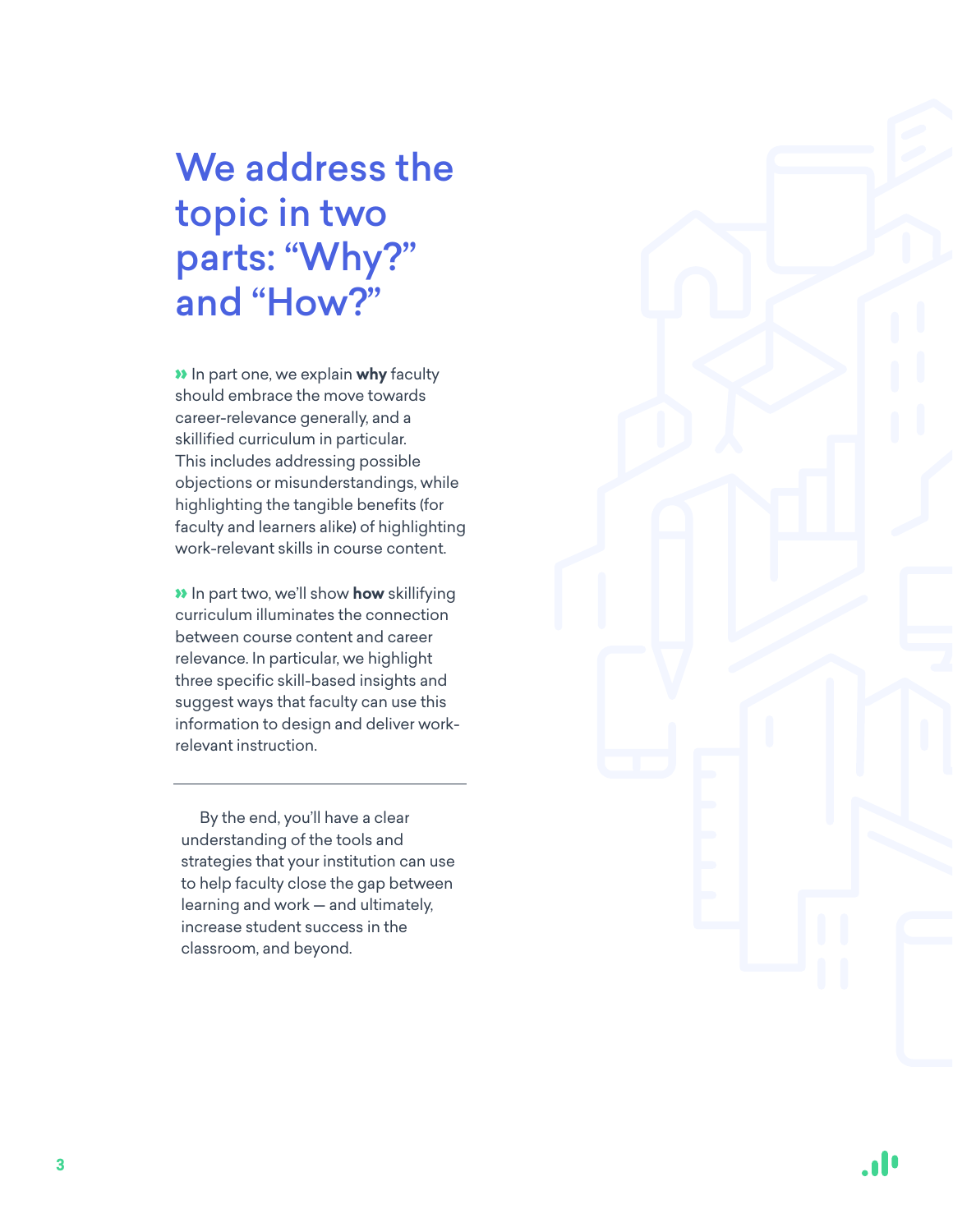# We address the topic in two parts: “Why?” and “How?”

» In part one, we explain **why** faculty should embrace the move towards career-relevance generally, and a skillified curriculum in particular. This includes addressing possible objections or misunderstandings, while highlighting the tangible benefits (for faculty and learners alike) of highlighting work-relevant skills in course content.

» In part two, we'll show **how** skillifying curriculum illuminates the connection between course content and career relevance. In particular, we highlight three specific skill-based insights and suggest ways that faculty can use this information to design and deliver work-relevant instruction.

---

By the end, you'll have a clear understanding of the tools and strategies that your institution can use to help faculty close the gap between learning and work — and ultimately, increase student success in the classroom, and beyond.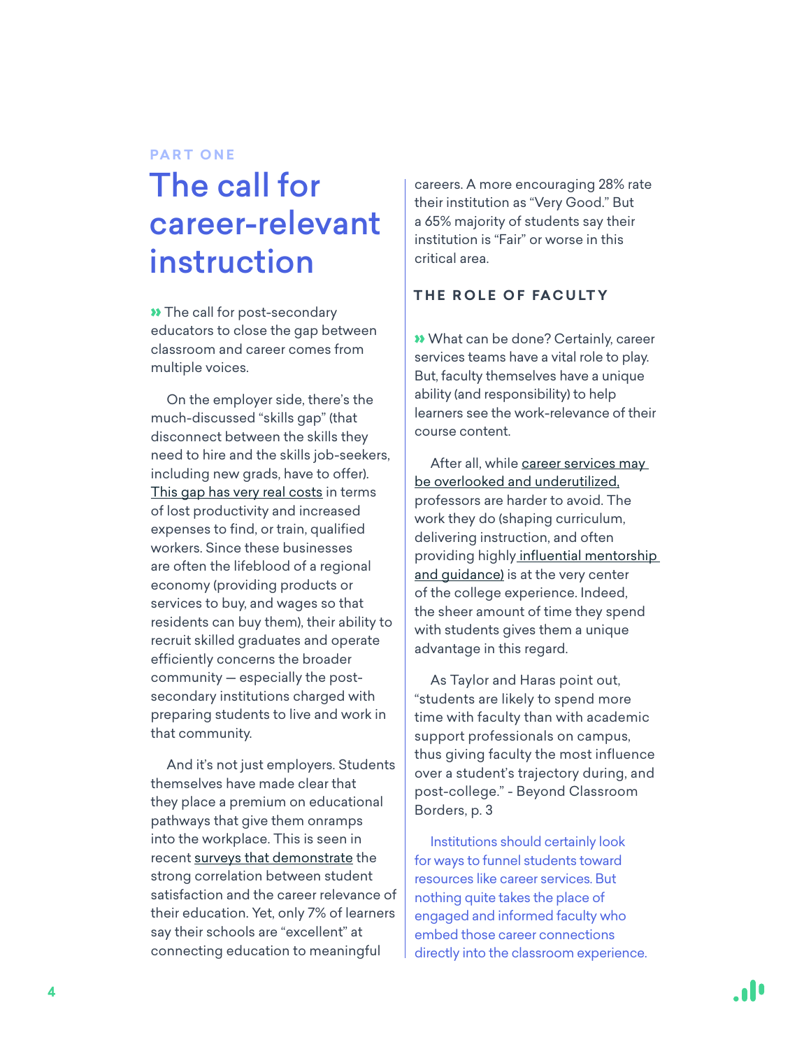PART ONE

# The call for career-relevant instruction

» The call for post-secondary educators to close the gap between classroom and career comes from multiple voices.

On the employer side, there's the much-discussed "skills gap" (that disconnect between the skills they need to hire and the skills job-seekers, including new grads, have to offer). This gap has very real costs in terms of lost productivity and increased expenses to find, or train, qualified workers. Since these businesses are often the lifeblood of a regional economy (providing products or services to buy, and wages so that residents can buy them), their ability to recruit skilled graduates and operate efficiently concerns the broader community — especially the post-secondary institutions charged with preparing students to live and work in that community.

And it's not just employers. Students themselves have made clear that they place a premium on educational pathways that give them onramps into the workplace. This is seen in recent surveys that demonstrate the strong correlation between student satisfaction and the career relevance of their education. Yet, only 7% of learners say their schools are "excellent" at connecting education to meaningful careers. A more encouraging 28% rate their institution as "Very Good." But a 65% majority of students say their institution is "Fair" or worse in this critical area.

## THE ROLE OF FACULTY

» What can be done? Certainly, career services teams have a vital role to play. But, faculty themselves have a unique ability (and responsibility) to help learners see the work-relevance of their course content.

After all, while career services may be overlooked and underutilized, professors are harder to avoid. The work they do (shaping curriculum, delivering instruction, and often providing highly influential mentorship and guidance) is at the very center of the college experience. Indeed, the sheer amount of time they spend with students gives them a unique advantage in this regard.

As Taylor and Haras point out, "students are likely to spend more time with faculty than with academic support professionals on campus, thus giving faculty the most influence over a student's trajectory during, and post-college." - Beyond Classroom Borders, p. 3

Institutions should certainly look for ways to funnel students toward resources like career services. But nothing quite takes the place of engaged and informed faculty who embed those career connections directly into the classroom experience.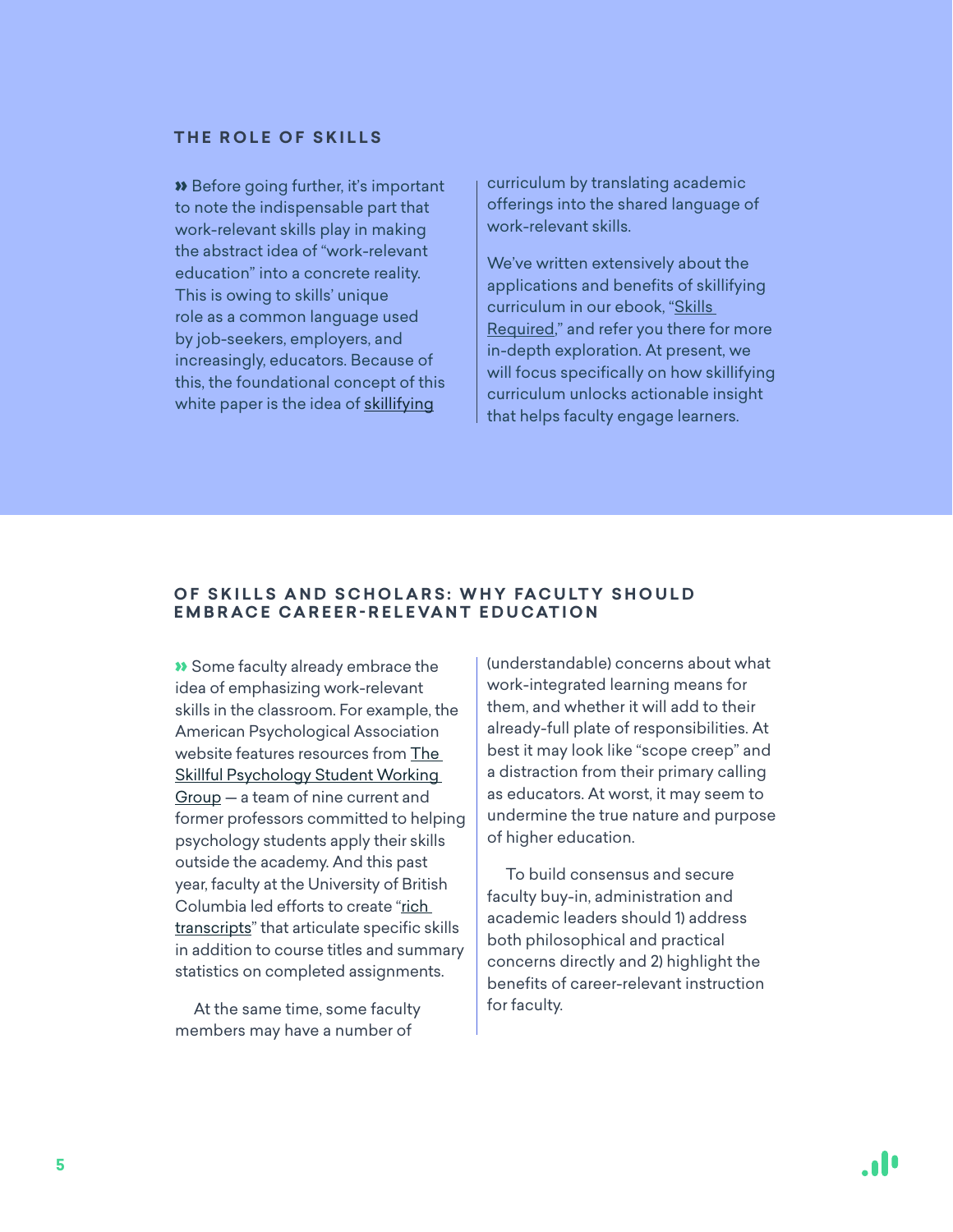## THE ROLE OF SKILLS

» Before going further, it's important to note the indispensable part that work-relevant skills play in making the abstract idea of "work-relevant education" into a concrete reality. This is owing to skills' unique role as a common language used by job-seekers, employers, and increasingly, educators. Because of this, the foundational concept of this white paper is the idea of skillifying curriculum by translating academic offerings into the shared language of work-relevant skills.

We've written extensively about the applications and benefits of skillifying curriculum in our ebook, "Skills Required," and refer you there for more in-depth exploration. At present, we will focus specifically on how skillifying curriculum unlocks actionable insight that helps faculty engage learners.

## OF SKILLS AND SCHOLARS: WHY FACULTY SHOULD EMBRACE CAREER-RELEVANT EDUCATION

» Some faculty already embrace the idea of emphasizing work-relevant skills in the classroom. For example, the American Psychological Association website features resources from The Skillful Psychology Student Working Group — a team of nine current and former professors committed to helping psychology students apply their skills outside the academy. And this past year, faculty at the University of British Columbia led efforts to create "rich transcripts" that articulate specific skills in addition to course titles and summary statistics on completed assignments.

At the same time, some faculty members may have a number of (understandable) concerns about what work-integrated learning means for them, and whether it will add to their already-full plate of responsibilities. At best it may look like "scope creep" and a distraction from their primary calling as educators. At worst, it may seem to undermine the true nature and purpose of higher education.

To build consensus and secure faculty buy-in, administration and academic leaders should 1) address both philosophical and practical concerns directly and 2) highlight the benefits of career-relevant instruction for faculty.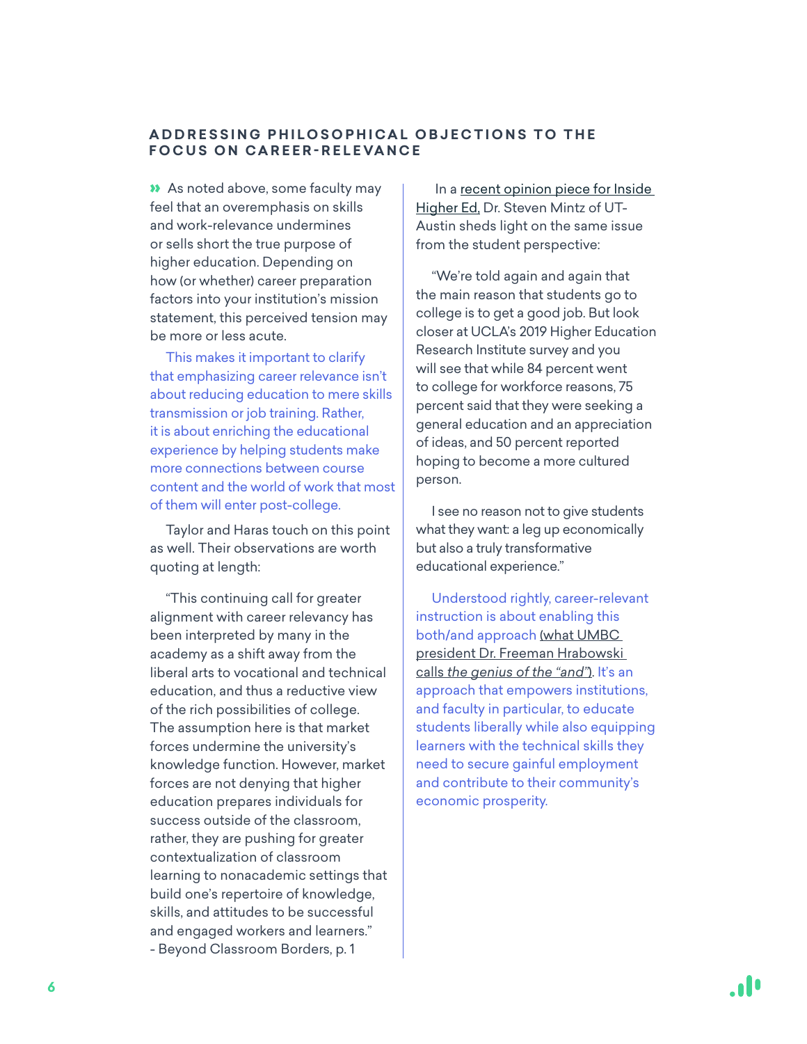## ADDRESSING PHILOSOPHICAL OBJECTIONS TO THE FOCUS ON CAREER-RELEVANCE

» As noted above, some faculty may feel that an overemphasis on skills and work-relevance undermines or sells short the true purpose of higher education. Depending on how (or whether) career preparation factors into your institution's mission statement, this perceived tension may be more or less acute.

This makes it important to clarify that emphasizing career relevance isn't about reducing education to mere skills transmission or job training. Rather, it is about enriching the educational experience by helping students make more connections between course content and the world of work that most of them will enter post-college.

Taylor and Haras touch on this point as well. Their observations are worth quoting at length:

> "This continuing call for greater alignment with career relevancy has been interpreted by many in the academy as a shift away from the liberal arts to vocational and technical education, and thus a reductive view of the rich possibilities of college. The assumption here is that market forces undermine the university's knowledge function. However, market forces are not denying that higher education prepares individuals for success outside of the classroom, rather, they are pushing for greater contextualization of classroom learning to nonacademic settings that build one's repertoire of knowledge, skills, and attitudes to be successful and engaged workers and learners."
> - Beyond Classroom Borders, p. 1

In a recent opinion piece for Inside Higher Ed, Dr. Steven Mintz of UT-Austin sheds light on the same issue from the student perspective:

> "We're told again and again that the main reason that students go to college is to get a good job. But look closer at UCLA's 2019 Higher Education Research Institute survey and you will see that while 84 percent went to college for workforce reasons, 75 percent said that they were seeking a general education and an appreciation of ideas, and 50 percent reported hoping to become a more cultured person.
>
> I see no reason not to give students what they want: a leg up economically but also a truly transformative educational experience."

Understood rightly, career-relevant instruction is about enabling this both/and approach (what UMBC president Dr. Freeman Hrabowski calls *the genius of the "and"*). It's an approach that empowers institutions, and faculty in particular, to educate students liberally while also equipping learners with the technical skills they need to secure gainful employment and contribute to their community's economic prosperity.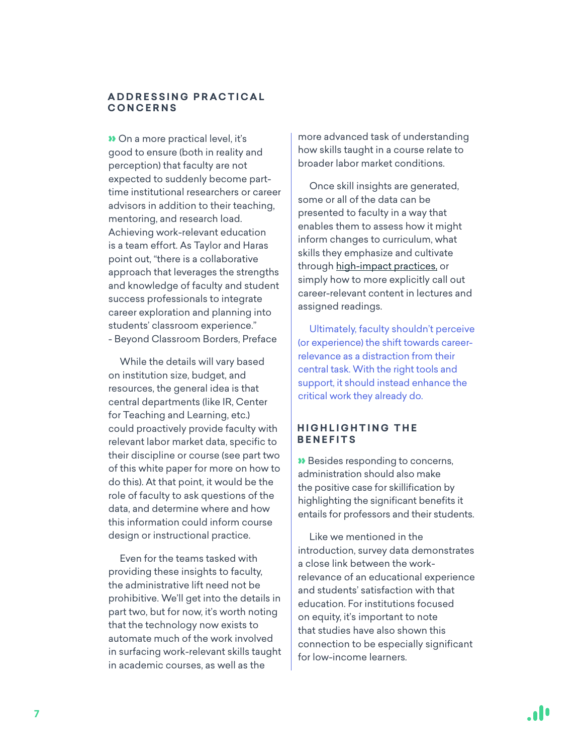## ADDRESSING PRACTICAL CONCERNS

» On a more practical level, it's good to ensure (both in reality and perception) that faculty are not expected to suddenly become part-time institutional researchers or career advisors in addition to their teaching, mentoring, and research load. Achieving work-relevant education is a team effort. As Taylor and Haras point out, "there is a collaborative approach that leverages the strengths and knowledge of faculty and student success professionals to integrate career exploration and planning into students' classroom experience." - Beyond Classroom Borders, Preface

While the details will vary based on institution size, budget, and resources, the general idea is that central departments (like IR, Center for Teaching and Learning, etc.) could proactively provide faculty with relevant labor market data, specific to their discipline or course (see part two of this white paper for more on how to do this). At that point, it would be the role of faculty to ask questions of the data, and determine where and how this information could inform course design or instructional practice.

Even for the teams tasked with providing these insights to faculty, the administrative lift need not be prohibitive. We'll get into the details in part two, but for now, it's worth noting that the technology now exists to automate much of the work involved in surfacing work-relevant skills taught in academic courses, as well as the more advanced task of understanding how skills taught in a course relate to broader labor market conditions.

Once skill insights are generated, some or all of the data can be presented to faculty in a way that enables them to assess how it might inform changes to curriculum, what skills they emphasize and cultivate through high-impact practices, or simply how to more explicitly call out career-relevant content in lectures and assigned readings.

Ultimately, faculty shouldn't perceive (or experience) the shift towards career-relevance as a distraction from their central task. With the right tools and support, it should instead enhance the critical work they already do.

## HIGHLIGHTING THE BENEFITS

» Besides responding to concerns, administration should also make the positive case for skillification by highlighting the significant benefits it entails for professors and their students.

Like we mentioned in the introduction, survey data demonstrates a close link between the work-relevance of an educational experience and students' satisfaction with that education. For institutions focused on equity, it's important to note that studies have also shown this connection to be especially significant for low-income learners.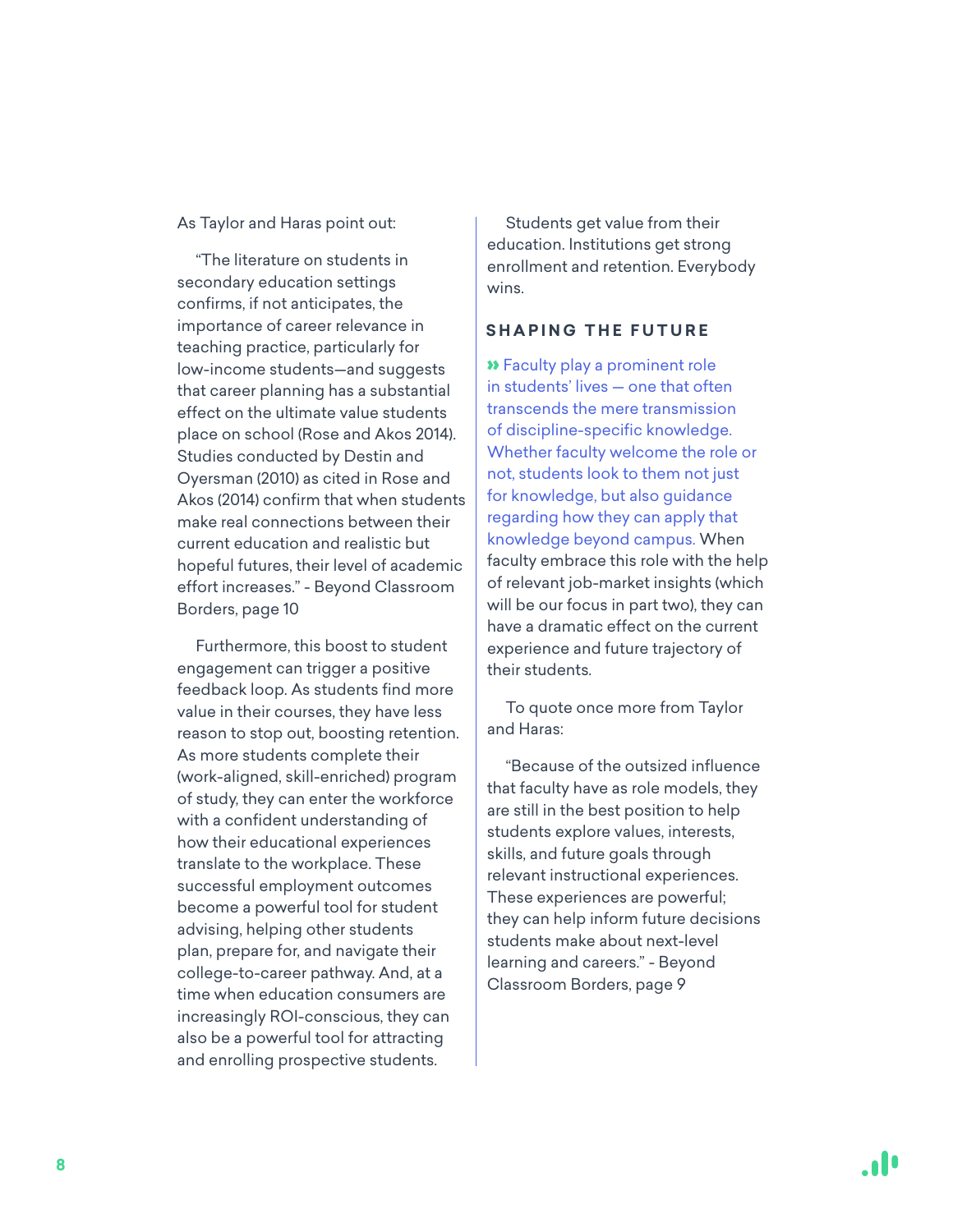As Taylor and Haras point out:

> "The literature on students in secondary education settings confirms, if not anticipates, the importance of career relevance in teaching practice, particularly for low-income students—and suggests that career planning has a substantial effect on the ultimate value students place on school (Rose and Akos 2014). Studies conducted by Destin and Oyersman (2010) as cited in Rose and Akos (2014) confirm that when students make real connections between their current education and realistic but hopeful futures, their level of academic effort increases." - Beyond Classroom Borders, page 10

Furthermore, this boost to student engagement can trigger a positive feedback loop. As students find more value in their courses, they have less reason to stop out, boosting retention. As more students complete their (work-aligned, skill-enriched) program of study, they can enter the workforce with a confident understanding of how their educational experiences translate to the workplace. These successful employment outcomes become a powerful tool for student advising, helping other students plan, prepare for, and navigate their college-to-career pathway. And, at a time when education consumers are increasingly ROI-conscious, they can also be a powerful tool for attracting and enrolling prospective students.

Students get value from their education. Institutions get strong enrollment and retention. Everybody wins.

## SHAPING THE FUTURE

» Faculty play a prominent role in students' lives — one that often transcends the mere transmission of discipline-specific knowledge. Whether faculty welcome the role or not, students look to them not just for knowledge, but also guidance regarding how they can apply that knowledge beyond campus. When faculty embrace this role with the help of relevant job-market insights (which will be our focus in part two), they can have a dramatic effect on the current experience and future trajectory of their students.

To quote once more from Taylor and Haras:

> "Because of the outsized influence that faculty have as role models, they are still in the best position to help students explore values, interests, skills, and future goals through relevant instructional experiences. These experiences are powerful; they can help inform future decisions students make about next-level learning and careers." - Beyond Classroom Borders, page 9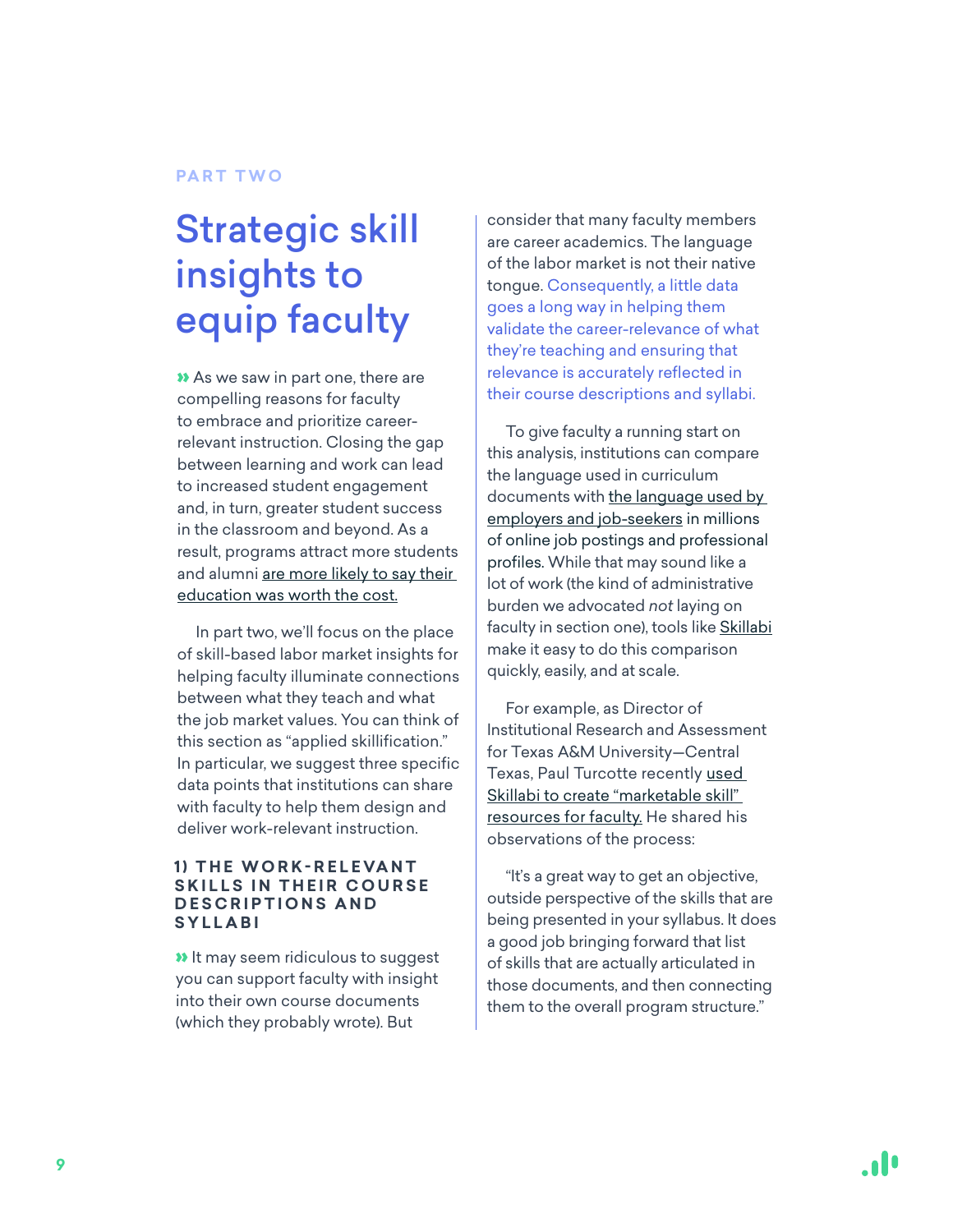PART TWO

# Strategic skill insights to equip faculty

» As we saw in part one, there are compelling reasons for faculty to embrace and prioritize career-relevant instruction. Closing the gap between learning and work can lead to increased student engagement and, in turn, greater student success in the classroom and beyond. As a result, programs attract more students and alumni are more likely to say their education was worth the cost.

In part two, we'll focus on the place of skill-based labor market insights for helping faculty illuminate connections between what they teach and what the job market values. You can think of this section as "applied skillification." In particular, we suggest three specific data points that institutions can share with faculty to help them design and deliver work-relevant instruction.

### 1) THE WORK-RELEVANT SKILLS IN THEIR COURSE DESCRIPTIONS AND SYLLABI

» It may seem ridiculous to suggest you can support faculty with insight into their own course documents (which they probably wrote). But consider that many faculty members are career academics. The language of the labor market is not their native tongue. Consequently, a little data goes a long way in helping them validate the career-relevance of what they're teaching and ensuring that relevance is accurately reflected in their course descriptions and syllabi.

To give faculty a running start on this analysis, institutions can compare the language used in curriculum documents with the language used by employers and job-seekers in millions of online job postings and professional profiles. While that may sound like a lot of work (the kind of administrative burden we advocated *not* laying on faculty in section one), tools like Skillabi make it easy to do this comparison quickly, easily, and at scale.

For example, as Director of Institutional Research and Assessment for Texas A&M University—Central Texas, Paul Turcotte recently used Skillabi to create "marketable skill" resources for faculty. He shared his observations of the process:

"It's a great way to get an objective, outside perspective of the skills that are being presented in your syllabus. It does a good job bringing forward that list of skills that are actually articulated in those documents, and then connecting them to the overall program structure."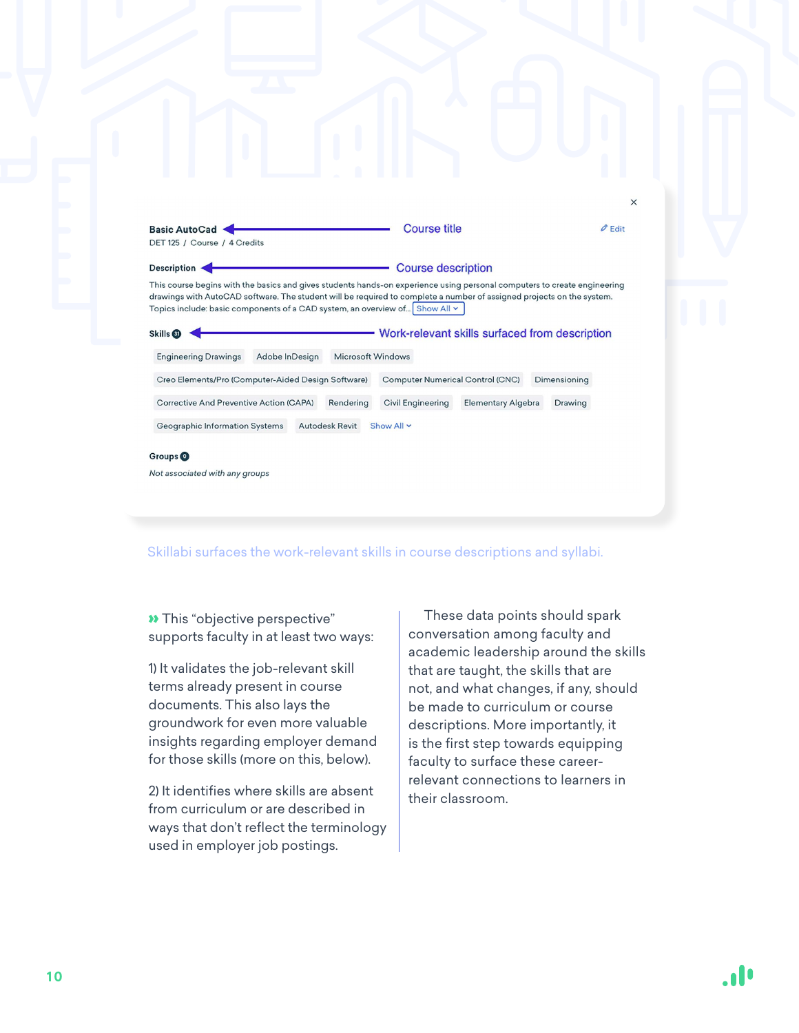**Basic AutoCad** ← Course title

DET 125 / Course / 4 Credits

**Description** ← Course description

This course begins with the basics and gives students hands-on experience using personal computers to create engineering drawings with AutoCAD software. The student will be required to complete a number of assigned projects on the system. Topics include: basic components of a CAD system, an overview of... Show All

**Skills** 31 ← Work-relevant skills surfaced from description

Engineering Drawings | Adobe InDesign | Microsoft Windows | Creo Elements/Pro (Computer-Aided Design Software) | Computer Numerical Control (CNC) | Dimensioning | Corrective And Preventive Action (CAPA) | Rendering | Civil Engineering | Elementary Algebra | Drawing | Geographic Information Systems | Autodesk Revit | Show All

**Groups** 0

*Not associated with any groups*

Skillabi surfaces the work-relevant skills in course descriptions and syllabi.

» This "objective perspective" supports faculty in at least two ways:

1) It validates the job-relevant skill terms already present in course documents. This also lays the groundwork for even more valuable insights regarding employer demand for those skills (more on this, below).

2) It identifies where skills are absent from curriculum or are described in ways that don't reflect the terminology used in employer job postings.

These data points should spark conversation among faculty and academic leadership around the skills that are taught, the skills that are not, and what changes, if any, should be made to curriculum or course descriptions. More importantly, it is the first step towards equipping faculty to surface these career-relevant connections to learners in their classroom.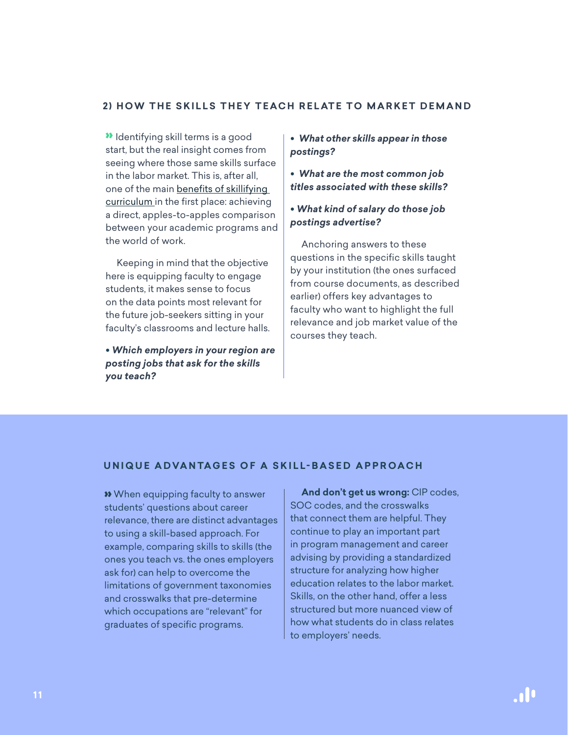## 2) HOW THE SKILLS THEY TEACH RELATE TO MARKET DEMAND

» Identifying skill terms is a good start, but the real insight comes from seeing where those same skills surface in the labor market. This is, after all, one of the main benefits of skillifying curriculum in the first place: achieving a direct, apples-to-apples comparison between your academic programs and the world of work.

Keeping in mind that the objective here is equipping faculty to engage students, it makes sense to focus on the data points most relevant for the future job-seekers sitting in your faculty's classrooms and lecture halls.

- ***Which employers in your region are posting jobs that ask for the skills you teach?***
- ***What other skills appear in those postings?***
- ***What are the most common job titles associated with these skills?***
- ***What kind of salary do those job postings advertise?***

Anchoring answers to these questions in the specific skills taught by your institution (the ones surfaced from course documents, as described earlier) offers key advantages to faculty who want to highlight the full relevance and job market value of the courses they teach.

## UNIQUE ADVANTAGES OF A SKILL-BASED APPROACH

» When equipping faculty to answer students' questions about career relevance, there are distinct advantages to using a skill-based approach. For example, comparing skills to skills (the ones you teach vs. the ones employers ask for) can help to overcome the limitations of government taxonomies and crosswalks that pre-determine which occupations are "relevant" for graduates of specific programs.

**And don't get us wrong:** CIP codes, SOC codes, and the crosswalks that connect them are helpful. They continue to play an important part in program management and career advising by providing a standardized structure for analyzing how higher education relates to the labor market. Skills, on the other hand, offer a less structured but more nuanced view of how what students do in class relates to employers' needs.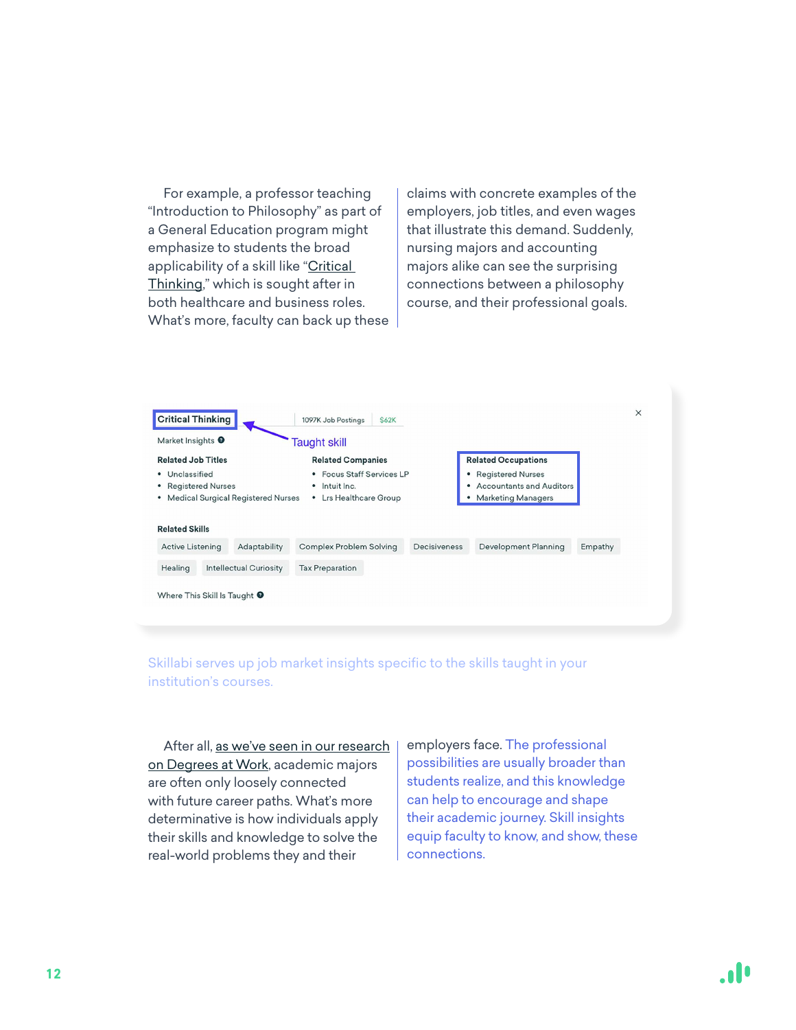For example, a professor teaching "Introduction to Philosophy" as part of a General Education program might emphasize to students the broad applicability of a skill like "Critical Thinking," which is sought after in both healthcare and business roles. What's more, faculty can back up these claims with concrete examples of the employers, job titles, and even wages that illustrate this demand. Suddenly, nursing majors and accounting majors alike can see the surprising connections between a philosophy course, and their professional goals.

**Critical Thinking** | 1097K Job Postings | $62K

Taught skill

Market Insights

**Related Job Titles**
- Unclassified
- Registered Nurses
- Medical Surgical Registered Nurses

**Related Companies**
- Focus Staff Services LP
- Intuit Inc.
- Lrs Healthcare Group

**Related Occupations**
- Registered Nurses
- Accountants and Auditors
- Marketing Managers

**Related Skills**

Active Listening | Adaptability | Complex Problem Solving | Decisiveness | Development Planning | Empathy | Healing | Intellectual Curiosity | Tax Preparation

Where This Skill Is Taught

Skillabi serves up job market insights specific to the skills taught in your institution's courses.

After all, as we've seen in our research on Degrees at Work, academic majors are often only loosely connected with future career paths. What's more determinative is how individuals apply their skills and knowledge to solve the real-world problems they and their employers face. The professional possibilities are usually broader than students realize, and this knowledge can help to encourage and shape their academic journey. Skill insights equip faculty to know, and show, these connections.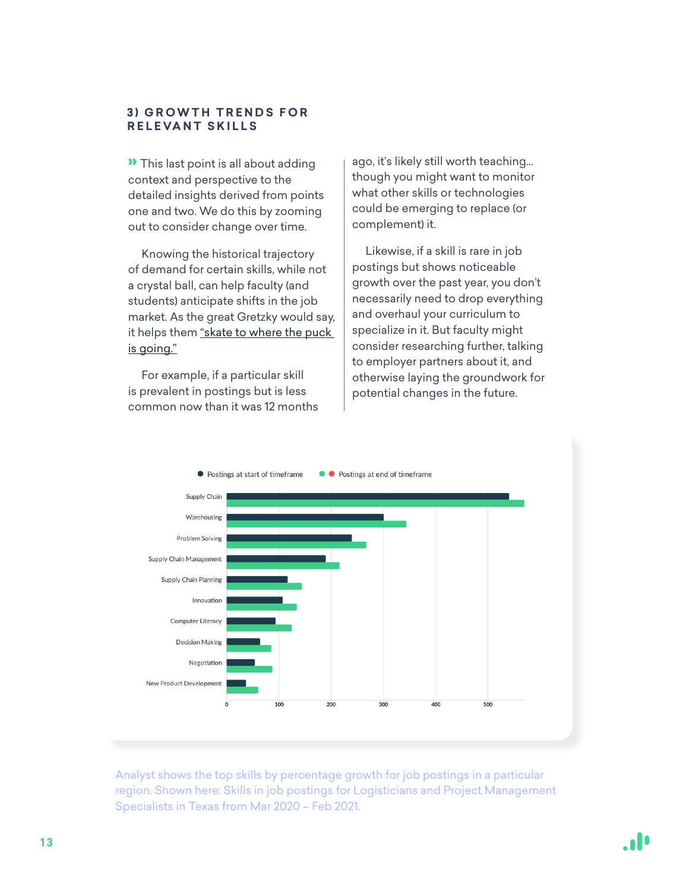### 3) GROWTH TRENDS FOR RELEVANT SKILLS

» This last point is all about adding context and perspective to the detailed insights derived from points one and two. We do this by zooming out to consider change over time.

Knowing the historical trajectory of demand for certain skills, while not a crystal ball, can help faculty (and students) anticipate shifts in the job market. As the great Gretzky would say, it helps them "skate to where the puck is going."

For example, if a particular skill is prevalent in postings but is less common now than it was 12 months ago, it's likely still worth teaching… though you might want to monitor what other skills or technologies could be emerging to replace (or complement) it.

Likewise, if a skill is rare in job postings but shows noticeable growth over the past year, you don't necessarily need to drop everything and overhaul your curriculum to specialize in it. But faculty might consider researching further, talking to employer partners about it, and otherwise laying the groundwork for potential changes in the future.

Legend: ● Postings at start of timeframe ● ● Postings at end of timeframe

| Skill | Postings at start of timeframe | Postings at end of timeframe |
|---|---|---|
| Supply Chain | ~540 | ~570 |
| Warehousing | ~300 | ~345 |
| Problem Solving | ~240 | ~268 |
| Supply Chain Management | ~190 | ~216 |
| Supply Chain Planning | ~117 | ~144 |
| Innovation | ~108 | ~135 |
| Computer Literacy | ~95 | ~125 |
| Decision Making | ~64 | ~86 |
| Negotiation | ~54 | ~88 |
| New Product Development | ~38 | ~61 |

Analyst shows the top skills by percentage growth for job postings in a particular region. Shown here: Skills in job postings for Logisticians and Project Management Specialists in Texas from Mar 2020 – Feb 2021.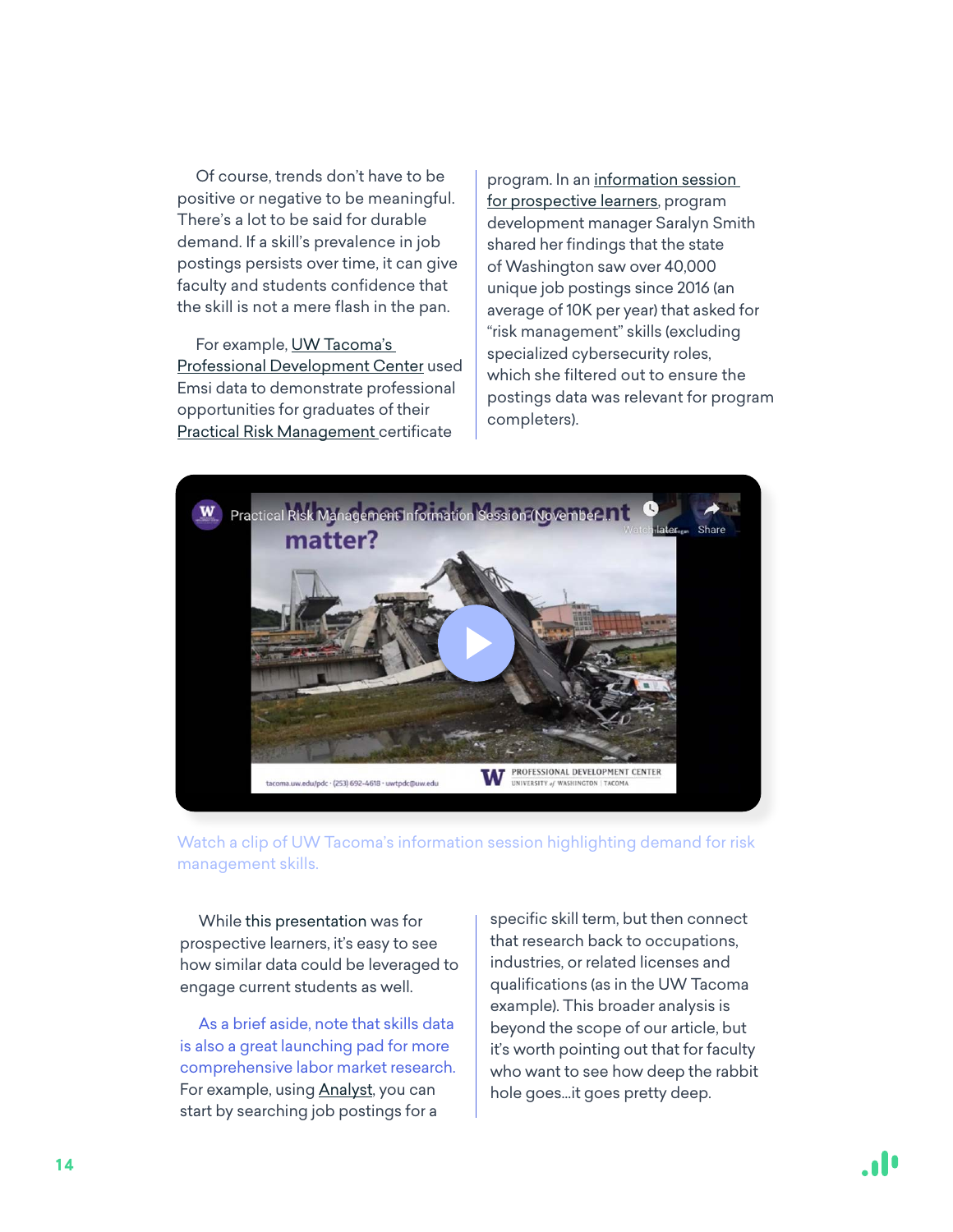Of course, trends don't have to be positive or negative to be meaningful. There's a lot to be said for durable demand. If a skill's prevalence in job postings persists over time, it can give faculty and students confidence that the skill is not a mere flash in the pan.

For example, UW Tacoma's Professional Development Center used Emsi data to demonstrate professional opportunities for graduates of their Practical Risk Management certificate program. In an information session for prospective learners, program development manager Saralyn Smith shared her findings that the state of Washington saw over 40,000 unique job postings since 2016 (an average of 10K per year) that asked for "risk management" skills (excluding specialized cybersecurity roles, which she filtered out to ensure the postings data was relevant for program completers).

Watch a clip of UW Tacoma's information session highlighting demand for risk management skills.

While this presentation was for prospective learners, it's easy to see how similar data could be leveraged to engage current students as well.

As a brief aside, note that skills data is also a great launching pad for more comprehensive labor market research. For example, using Analyst, you can start by searching job postings for a specific skill term, but then connect that research back to occupations, industries, or related licenses and qualifications (as in the UW Tacoma example). This broader analysis is beyond the scope of our article, but it's worth pointing out that for faculty who want to see how deep the rabbit hole goes...it goes pretty deep.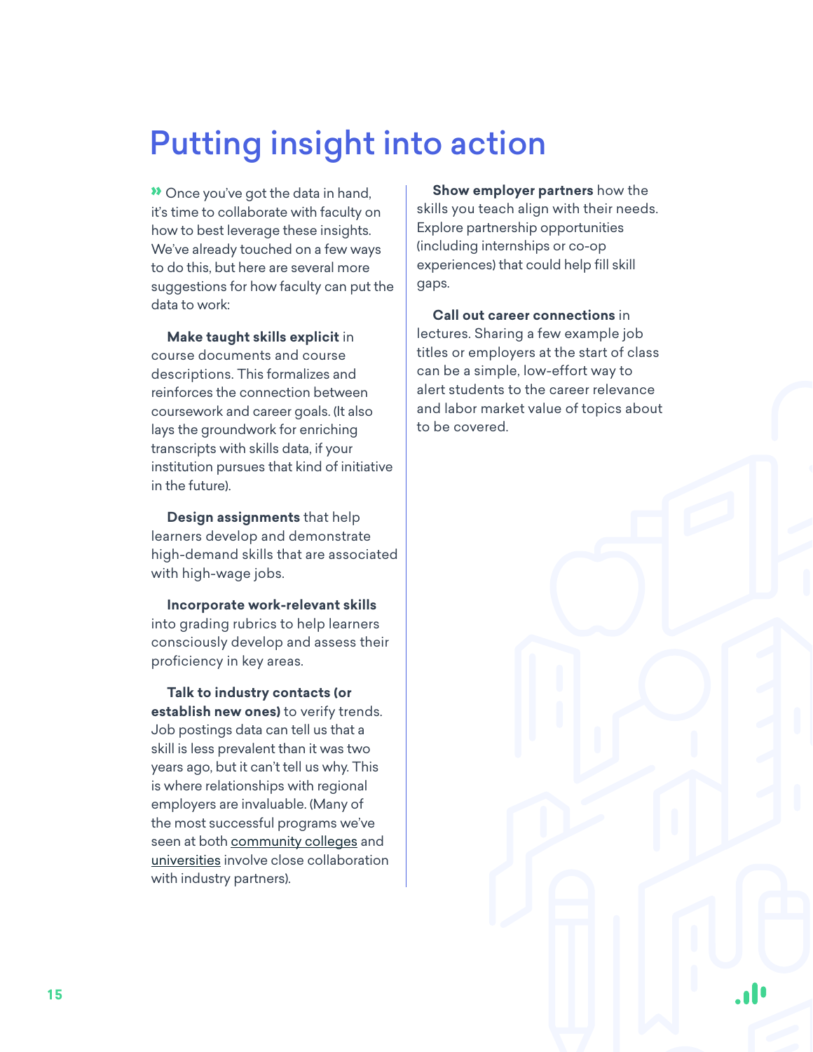# Putting insight into action

» Once you've got the data in hand, it's time to collaborate with faculty on how to best leverage these insights. We've already touched on a few ways to do this, but here are several more suggestions for how faculty can put the data to work:

**Make taught skills explicit** in course documents and course descriptions. This formalizes and reinforces the connection between coursework and career goals. (It also lays the groundwork for enriching transcripts with skills data, if your institution pursues that kind of initiative in the future).

**Design assignments** that help learners develop and demonstrate high-demand skills that are associated with high-wage jobs.

**Incorporate work-relevant skills** into grading rubrics to help learners consciously develop and assess their proficiency in key areas.

**Talk to industry contacts (or establish new ones)** to verify trends. Job postings data can tell us that a skill is less prevalent than it was two years ago, but it can't tell us why. This is where relationships with regional employers are invaluable. (Many of the most successful programs we've seen at both community colleges and universities involve close collaboration with industry partners).

**Show employer partners** how the skills you teach align with their needs. Explore partnership opportunities (including internships or co-op experiences) that could help fill skill gaps.

**Call out career connections** in lectures. Sharing a few example job titles or employers at the start of class can be a simple, low-effort way to alert students to the career relevance and labor market value of topics about to be covered.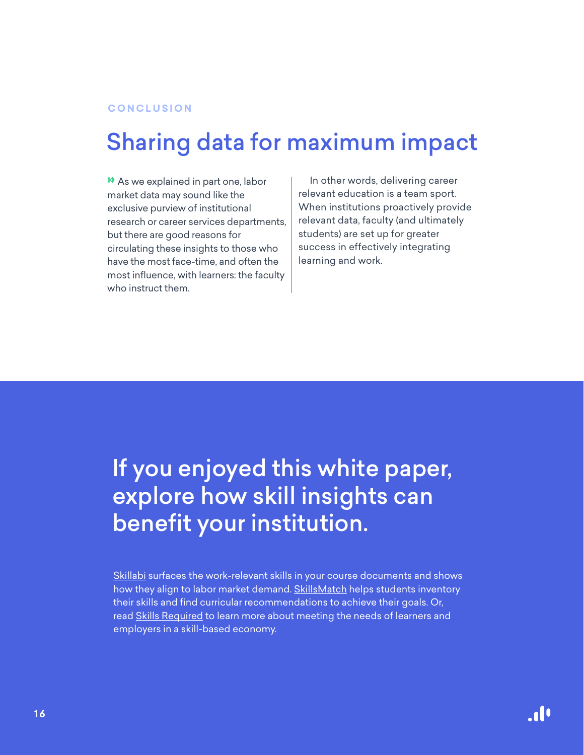CONCLUSION

# Sharing data for maximum impact

» As we explained in part one, labor market data may sound like the exclusive purview of institutional research or career services departments, but there are good reasons for circulating these insights to those who have the most face-time, and often the most influence, with learners: the faculty who instruct them.

In other words, delivering career relevant education is a team sport. When institutions proactively provide relevant data, faculty (and ultimately students) are set up for greater success in effectively integrating learning and work.

## If you enjoyed this white paper, explore how skill insights can benefit your institution.

Skillabi surfaces the work-relevant skills in your course documents and shows how they align to labor market demand. SkillsMatch helps students inventory their skills and find curricular recommendations to achieve their goals. Or, read Skills Required to learn more about meeting the needs of learners and employers in a skill-based economy.